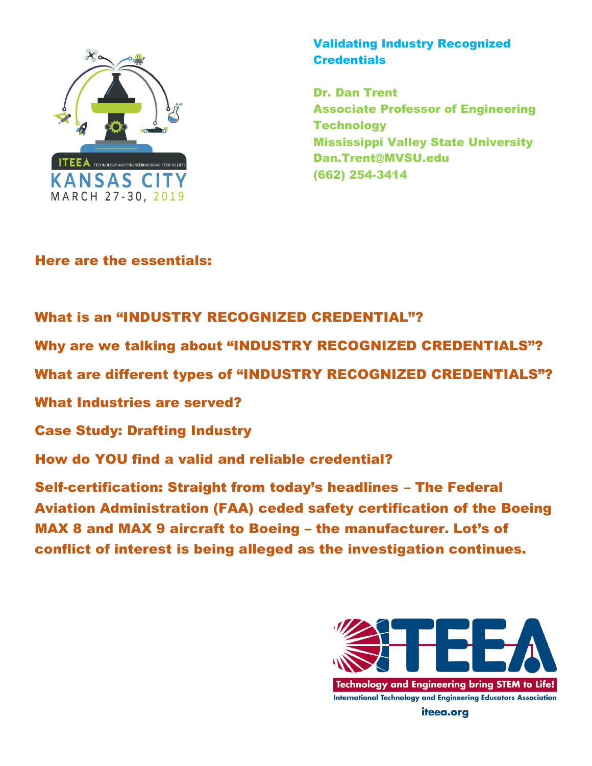# Validating Industry Recognized Credentials

**Dr. Dan Trent**
**Associate Professor of Engineering Technology**
**Mississippi Valley State University**
**Dan.Trent@MVSU.edu**
**(662) 254-3414**

ITEEA TECHNOLOGY AND ENGINEERING BRING STEM TO LIFE!
KANSAS CITY
MARCH 27-30, 2019

## Here are the essentials:

**What is an "INDUSTRY RECOGNIZED CREDENTIAL"?**

**Why are we talking about "INDUSTRY RECOGNIZED CREDENTIALS"?**

**What are different types of "INDUSTRY RECOGNIZED CREDENTIALS"?**

**What Industries are served?**

**Case Study: Drafting Industry**

**How do YOU find a valid and reliable credential?**

**Self-certification: Straight from today's headlines – The Federal Aviation Administration (FAA) ceded safety certification of the Boeing MAX 8 and MAX 9 aircraft to Boeing – the manufacturer. Lot's of conflict of interest is being alleged as the investigation continues.**

ITEEA
Technology and Engineering bring STEM to Life!
International Technology and Engineering Educators Association
iteea.org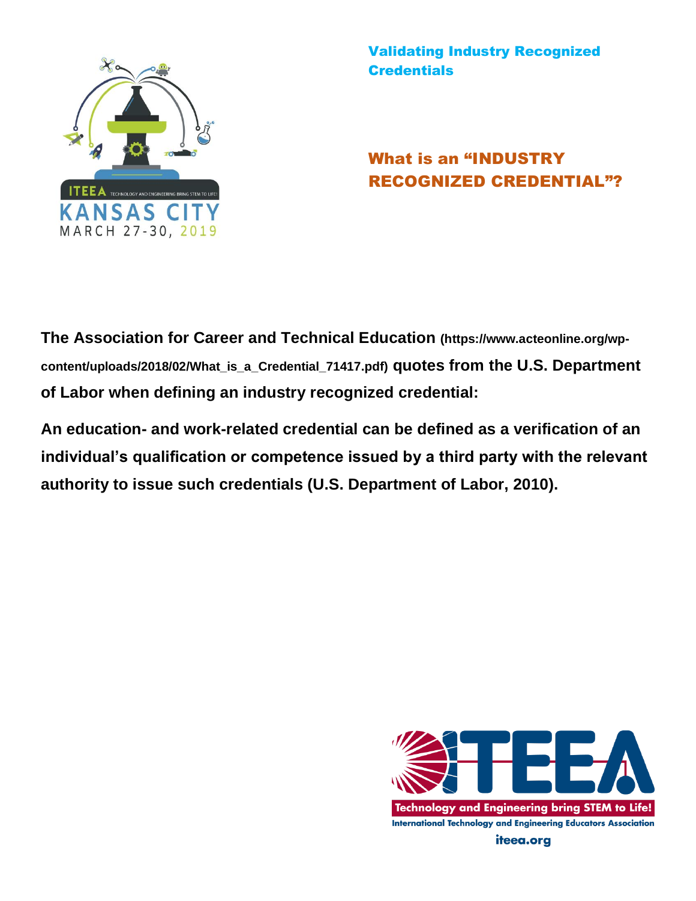## Validating Industry Recognized Credentials

## What is an "INDUSTRY RECOGNIZED CREDENTIAL"?

**The Association for Career and Technical Education (https://www.acteonline.org/wp-content/uploads/2018/02/What_is_a_Credential_71417.pdf) quotes from the U.S. Department of Labor when defining an industry recognized credential:**

**An education- and work-related credential can be defined as a verification of an individual's qualification or competence issued by a third party with the relevant authority to issue such credentials (U.S. Department of Labor, 2010).**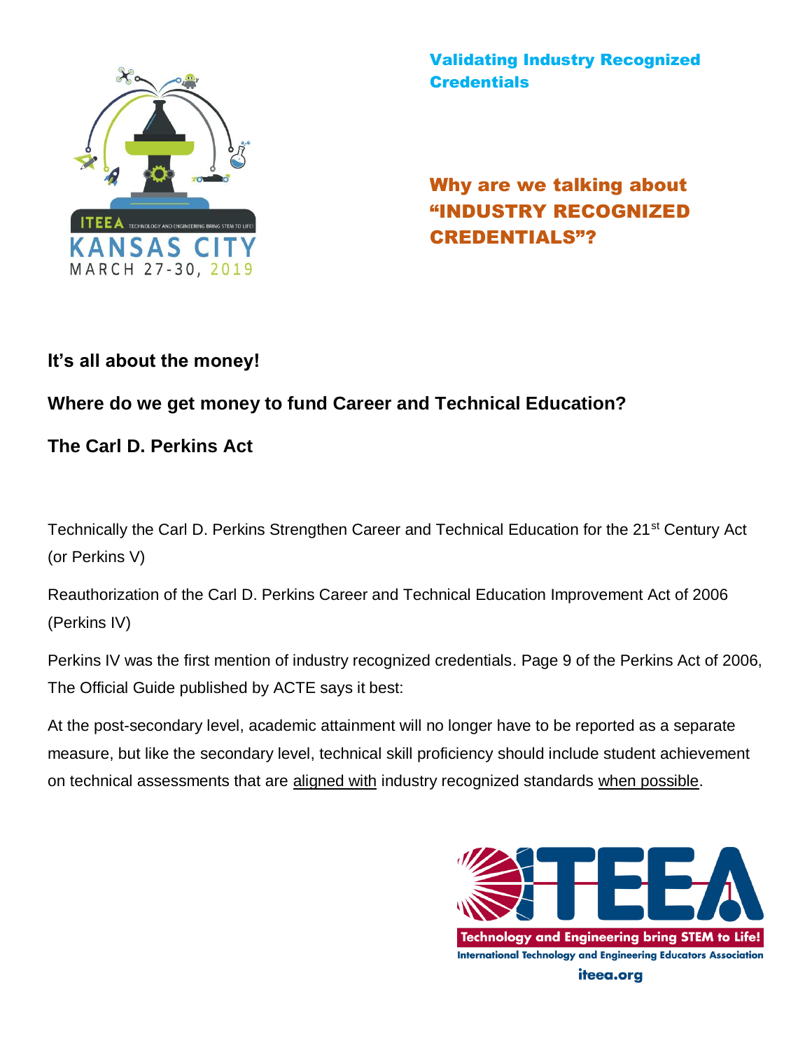## Validating Industry Recognized Credentials

## Why are we talking about "INDUSTRY RECOGNIZED CREDENTIALS"?

### It's all about the money!

### Where do we get money to fund Career and Technical Education?

### The Carl D. Perkins Act

Technically the Carl D. Perkins Strengthen Career and Technical Education for the 21st Century Act (or Perkins V)

Reauthorization of the Carl D. Perkins Career and Technical Education Improvement Act of 2006 (Perkins IV)

Perkins IV was the first mention of industry recognized credentials. Page 9 of the Perkins Act of 2006, The Official Guide published by ACTE says it best:

At the post-secondary level, academic attainment will no longer have to be reported as a separate measure, but like the secondary level, technical skill proficiency should include student achievement on technical assessments that are <u>aligned with</u> industry recognized standards <u>when possible</u>.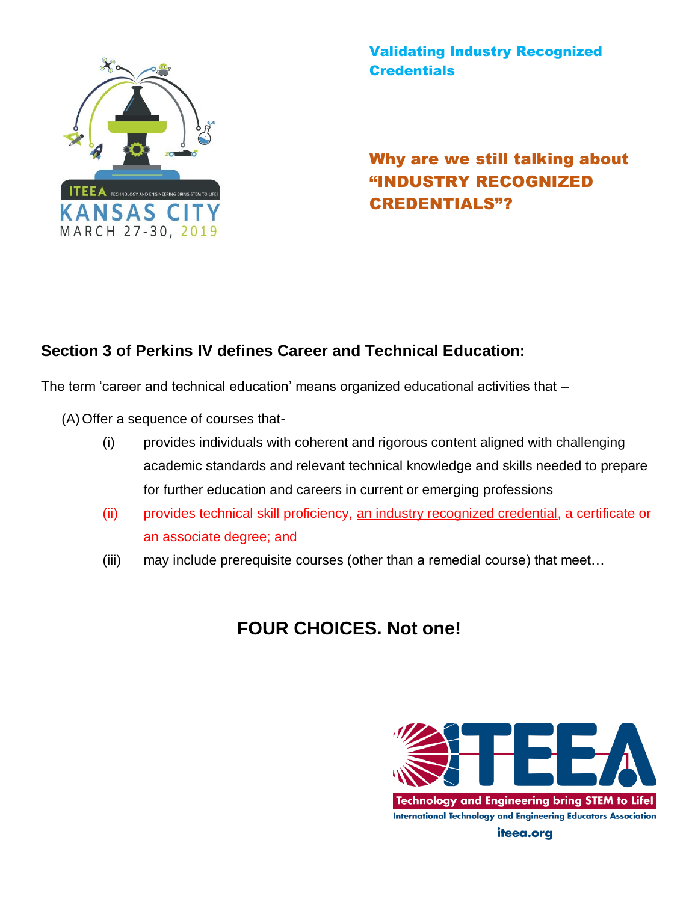**Validating Industry Recognized Credentials**

## Why are we still talking about "INDUSTRY RECOGNIZED CREDENTIALS"?

### Section 3 of Perkins IV defines Career and Technical Education:

The term 'career and technical education' means organized educational activities that –

(A) Offer a sequence of courses that-

- (i) provides individuals with coherent and rigorous content aligned with challenging academic standards and relevant technical knowledge and skills needed to prepare for further education and careers in current or emerging professions
- (ii) provides technical skill proficiency, an industry recognized credential, a certificate or an associate degree; and
- (iii) may include prerequisite courses (other than a remedial course) that meet…

## FOUR CHOICES. Not one!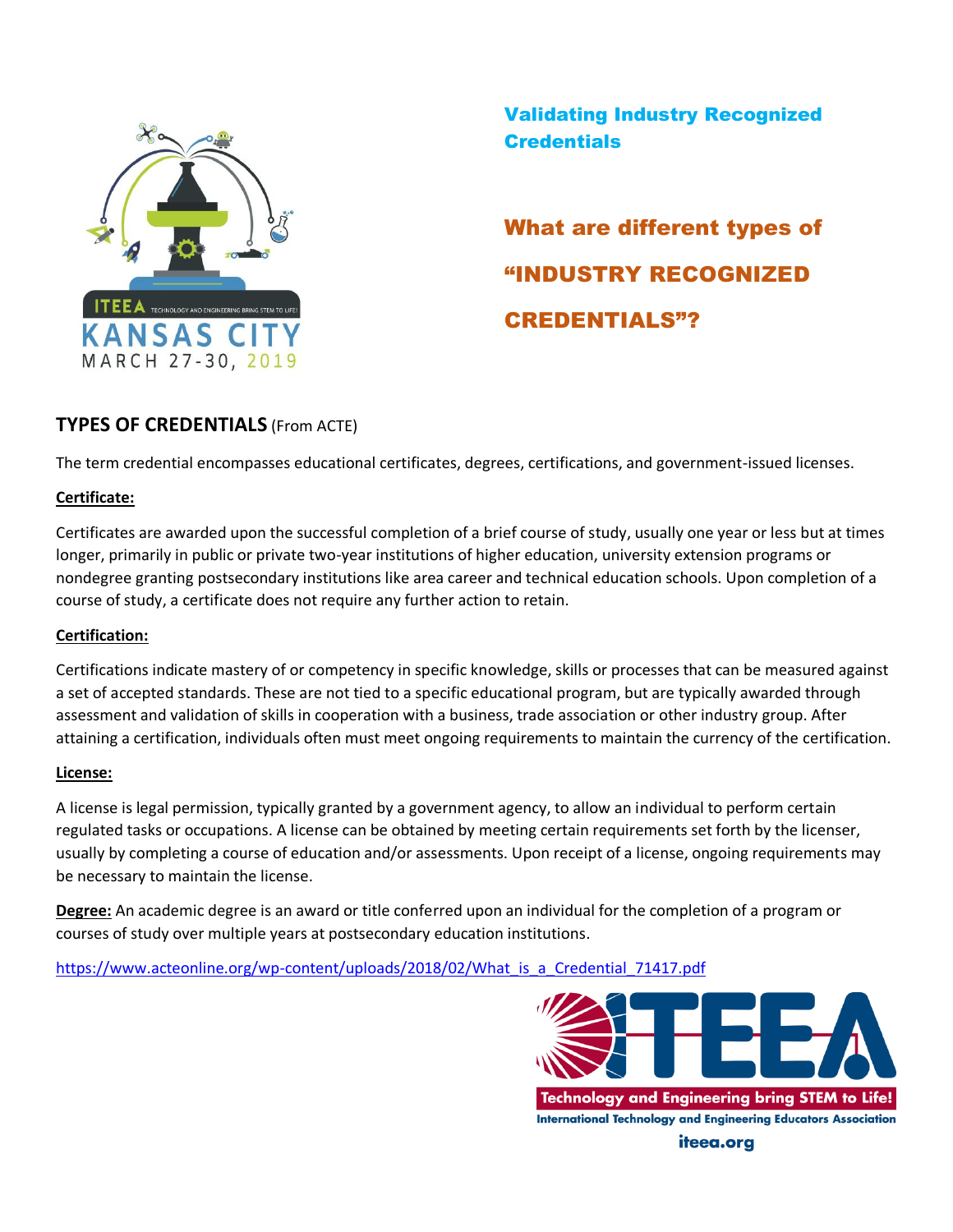## Validating Industry Recognized Credentials

## What are different types of "INDUSTRY RECOGNIZED CREDENTIALS"?

### TYPES OF CREDENTIALS (From ACTE)

The term credential encompasses educational certificates, degrees, certifications, and government-issued licenses.

**Certificate:**

Certificates are awarded upon the successful completion of a brief course of study, usually one year or less but at times longer, primarily in public or private two-year institutions of higher education, university extension programs or nondegree granting postsecondary institutions like area career and technical education schools. Upon completion of a course of study, a certificate does not require any further action to retain.

**Certification:**

Certifications indicate mastery of or competency in specific knowledge, skills or processes that can be measured against a set of accepted standards. These are not tied to a specific educational program, but are typically awarded through assessment and validation of skills in cooperation with a business, trade association or other industry group. After attaining a certification, individuals often must meet ongoing requirements to maintain the currency of the certification.

**License:**

A license is legal permission, typically granted by a government agency, to allow an individual to perform certain regulated tasks or occupations. A license can be obtained by meeting certain requirements set forth by the licenser, usually by completing a course of education and/or assessments. Upon receipt of a license, ongoing requirements may be necessary to maintain the license.

**Degree:** An academic degree is an award or title conferred upon an individual for the completion of a program or courses of study over multiple years at postsecondary education institutions.

https://www.acteonline.org/wp-content/uploads/2018/02/What_is_a_Credential_71417.pdf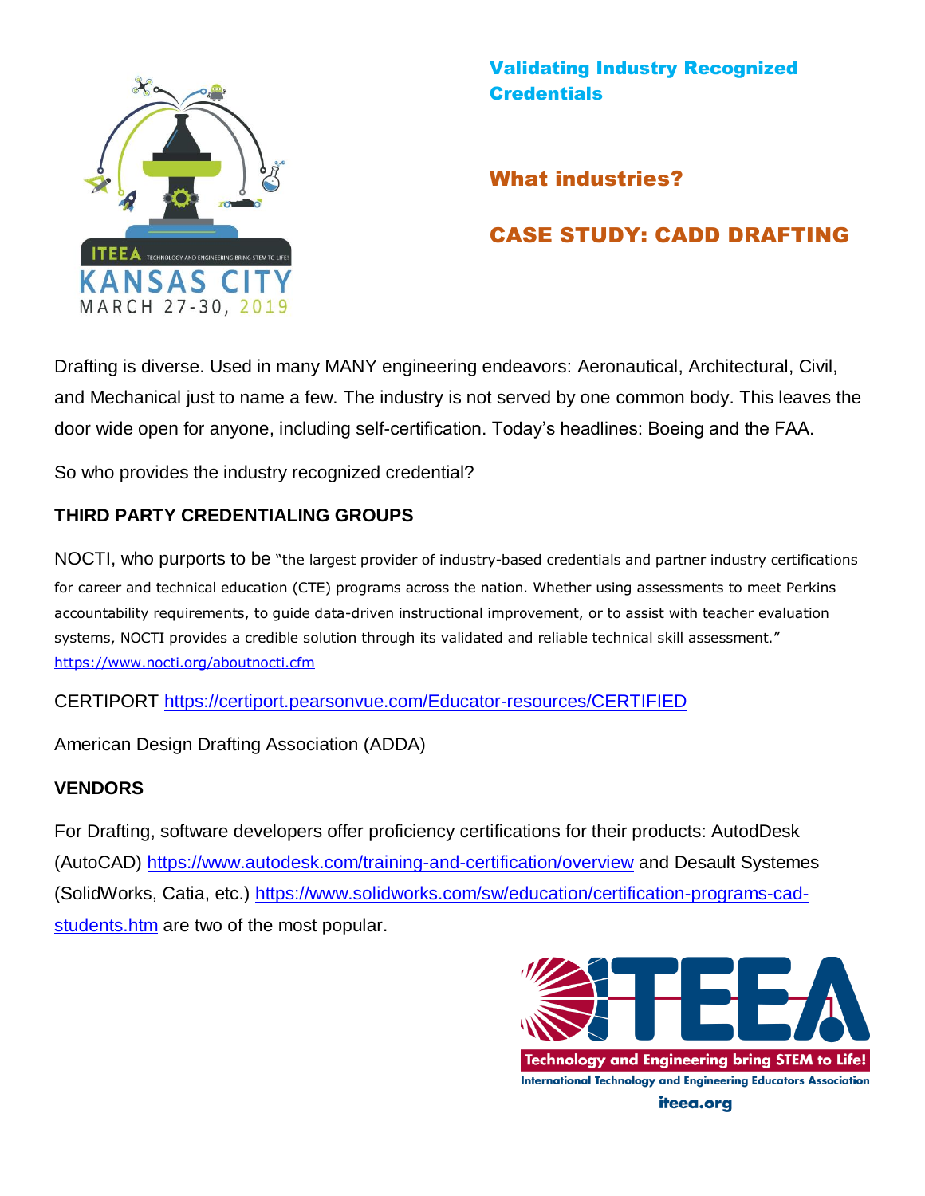## Validating Industry Recognized Credentials

## What industries?

## CASE STUDY: CADD DRAFTING

Drafting is diverse. Used in many MANY engineering endeavors: Aeronautical, Architectural, Civil, and Mechanical just to name a few. The industry is not served by one common body. This leaves the door wide open for anyone, including self-certification. Today's headlines: Boeing and the FAA.

So who provides the industry recognized credential?

**THIRD PARTY CREDENTIALING GROUPS**

NOCTI, who purports to be "the largest provider of industry-based credentials and partner industry certifications for career and technical education (CTE) programs across the nation. Whether using assessments to meet Perkins accountability requirements, to guide data-driven instructional improvement, or to assist with teacher evaluation systems, NOCTI provides a credible solution through its validated and reliable technical skill assessment." https://www.nocti.org/aboutnocti.cfm

CERTIPORT https://certiport.pearsonvue.com/Educator-resources/CERTIFIED

American Design Drafting Association (ADDA)

**VENDORS**

For Drafting, software developers offer proficiency certifications for their products: AutodDesk (AutoCAD) https://www.autodesk.com/training-and-certification/overview and Desault Systemes (SolidWorks, Catia, etc.) https://www.solidworks.com/sw/education/certification-programs-cad-students.htm are two of the most popular.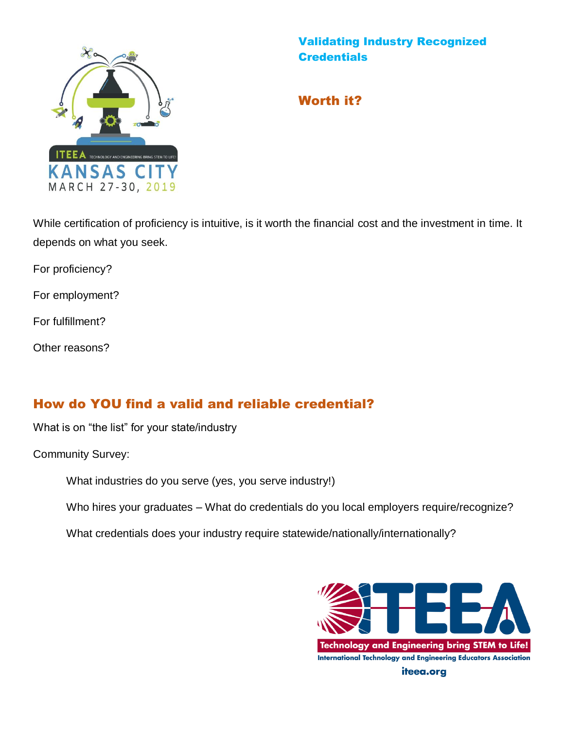## Validating Industry Recognized Credentials

## Worth it?

While certification of proficiency is intuitive, is it worth the financial cost and the investment in time. It depends on what you seek.

For proficiency?

For employment?

For fulfillment?

Other reasons?

## How do YOU find a valid and reliable credential?

What is on "the list" for your state/industry

Community Survey:

> What industries do you serve (yes, you serve industry!)
>
> Who hires your graduates – What do credentials do you local employers require/recognize?
>
> What credentials does your industry require statewide/nationally/internationally?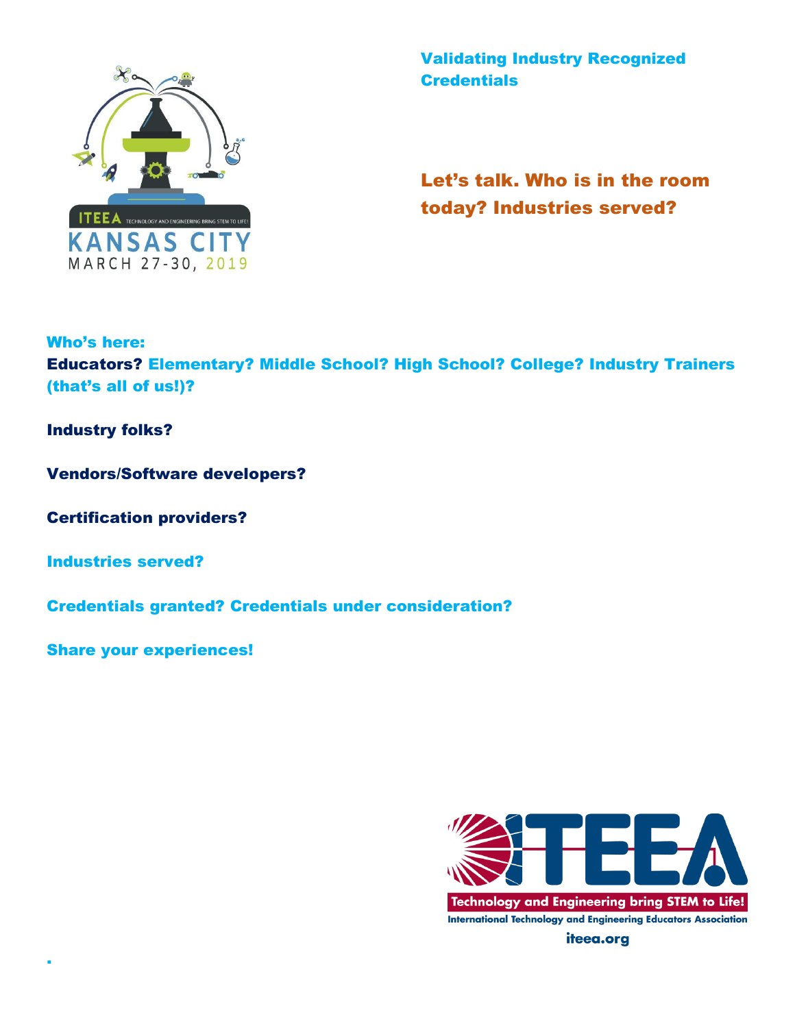## Validating Industry Recognized Credentials

## Let's talk. Who is in the room today? Industries served?

**Who's here:**

**Educators? Elementary? Middle School? High School? College? Industry Trainers (that's all of us!)?**

**Industry folks?**

**Vendors/Software developers?**

**Certification providers?**

**Industries served?**

**Credentials granted? Credentials under consideration?**

**Share your experiences!**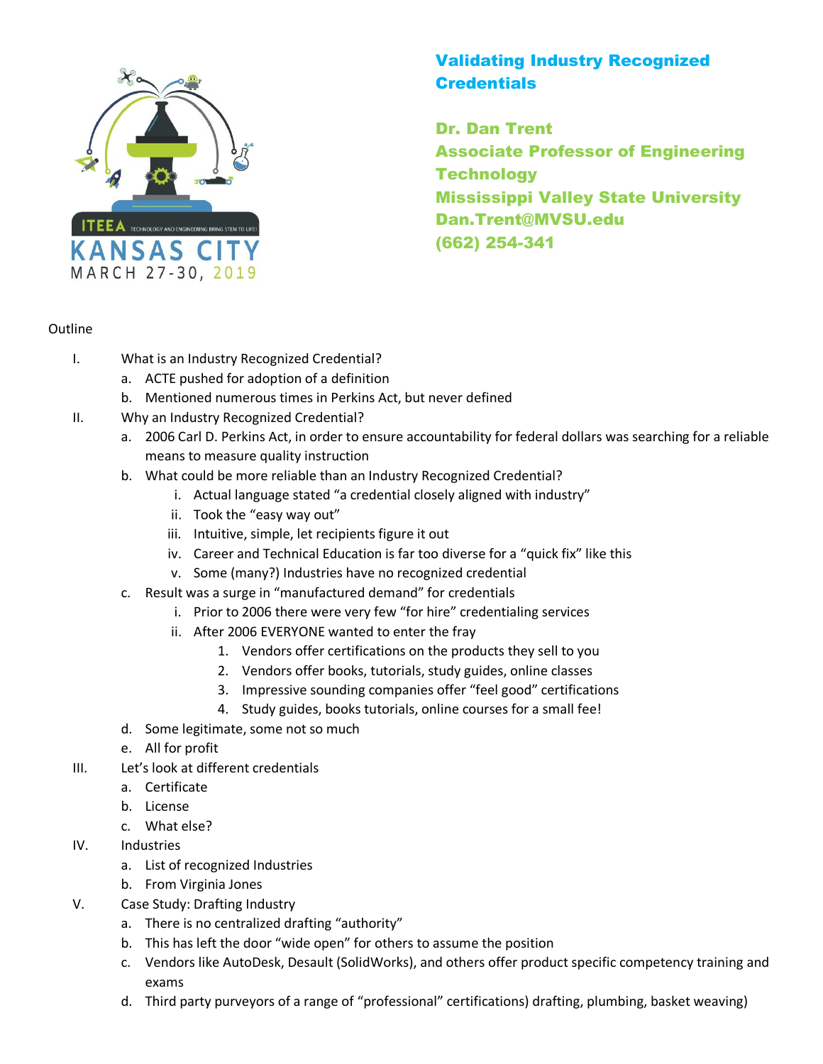**Validating Industry Recognized Credentials**

**Dr. Dan Trent**
**Associate Professor of Engineering Technology**
**Mississippi Valley State University**
**Dan.Trent@MVSU.edu**
**(662) 254-341**

ITEEA TECHNOLOGY AND ENGINEERING BRING STEM TO LIFE!
KANSAS CITY
MARCH 27-30, 2019

Outline

I. What is an Industry Recognized Credential?
   a. ACTE pushed for adoption of a definition
   b. Mentioned numerous times in Perkins Act, but never defined
II. Why an Industry Recognized Credential?
   a. 2006 Carl D. Perkins Act, in order to ensure accountability for federal dollars was searching for a reliable means to measure quality instruction
   b. What could be more reliable than an Industry Recognized Credential?
      i. Actual language stated "a credential closely aligned with industry"
      ii. Took the "easy way out"
      iii. Intuitive, simple, let recipients figure it out
      iv. Career and Technical Education is far too diverse for a "quick fix" like this
      v. Some (many?) Industries have no recognized credential
   c. Result was a surge in "manufactured demand" for credentials
      i. Prior to 2006 there were very few "for hire" credentialing services
      ii. After 2006 EVERYONE wanted to enter the fray
         1. Vendors offer certifications on the products they sell to you
         2. Vendors offer books, tutorials, study guides, online classes
         3. Impressive sounding companies offer "feel good" certifications
         4. Study guides, books tutorials, online courses for a small fee!
   d. Some legitimate, some not so much
   e. All for profit
III. Let's look at different credentials
   a. Certificate
   b. License
   c. What else?
IV. Industries
   a. List of recognized Industries
   b. From Virginia Jones
V. Case Study: Drafting Industry
   a. There is no centralized drafting "authority"
   b. This has left the door "wide open" for others to assume the position
   c. Vendors like AutoDesk, Desault (SolidWorks), and others offer product specific competency training and exams
   d. Third party purveyors of a range of "professional" certifications) drafting, plumbing, basket weaving)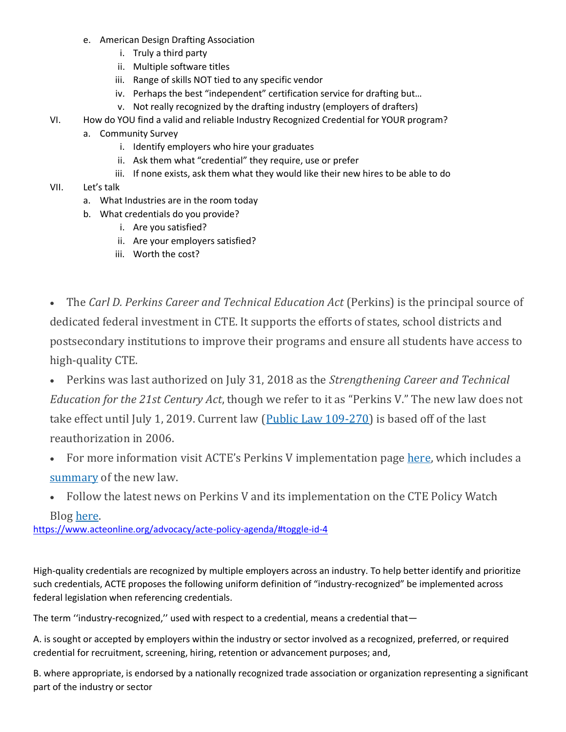e. American Design Drafting Association
      i. Truly a third party
      ii. Multiple software titles
      iii. Range of skills NOT tied to any specific vendor
      iv. Perhaps the best "independent" certification service for drafting but…
      v. Not really recognized by the drafting industry (employers of drafters)

VI. How do YOU find a valid and reliable Industry Recognized Credential for YOUR program?
   a. Community Survey
      i. Identify employers who hire your graduates
      ii. Ask them what "credential" they require, use or prefer
      iii. If none exists, ask them what they would like their new hires to be able to do

VII. Let's talk
   a. What Industries are in the room today
   b. What credentials do you provide?
      i. Are you satisfied?
      ii. Are your employers satisfied?
      iii. Worth the cost?

- The *Carl D. Perkins Career and Technical Education Act* (Perkins) is the principal source of dedicated federal investment in CTE. It supports the efforts of states, school districts and postsecondary institutions to improve their programs and ensure all students have access to high-quality CTE.
- Perkins was last authorized on July 31, 2018 as the *Strengthening Career and Technical Education for the 21st Century Act*, though we refer to it as "Perkins V." The new law does not take effect until July 1, 2019. Current law (Public Law 109-270) is based off of the last reauthorization in 2006.
- For more information visit ACTE's Perkins V implementation page here, which includes a summary of the new law.
- Follow the latest news on Perkins V and its implementation on the CTE Policy Watch Blog here.

https://www.acteonline.org/advocacy/acte-policy-agenda/#toggle-id-4

High-quality credentials are recognized by multiple employers across an industry. To help better identify and prioritize such credentials, ACTE proposes the following uniform definition of "industry-recognized" be implemented across federal legislation when referencing credentials.

The term ''industry-recognized,'' used with respect to a credential, means a credential that—

A. is sought or accepted by employers within the industry or sector involved as a recognized, preferred, or required credential for recruitment, screening, hiring, retention or advancement purposes; and,

B. where appropriate, is endorsed by a nationally recognized trade association or organization representing a significant part of the industry or sector